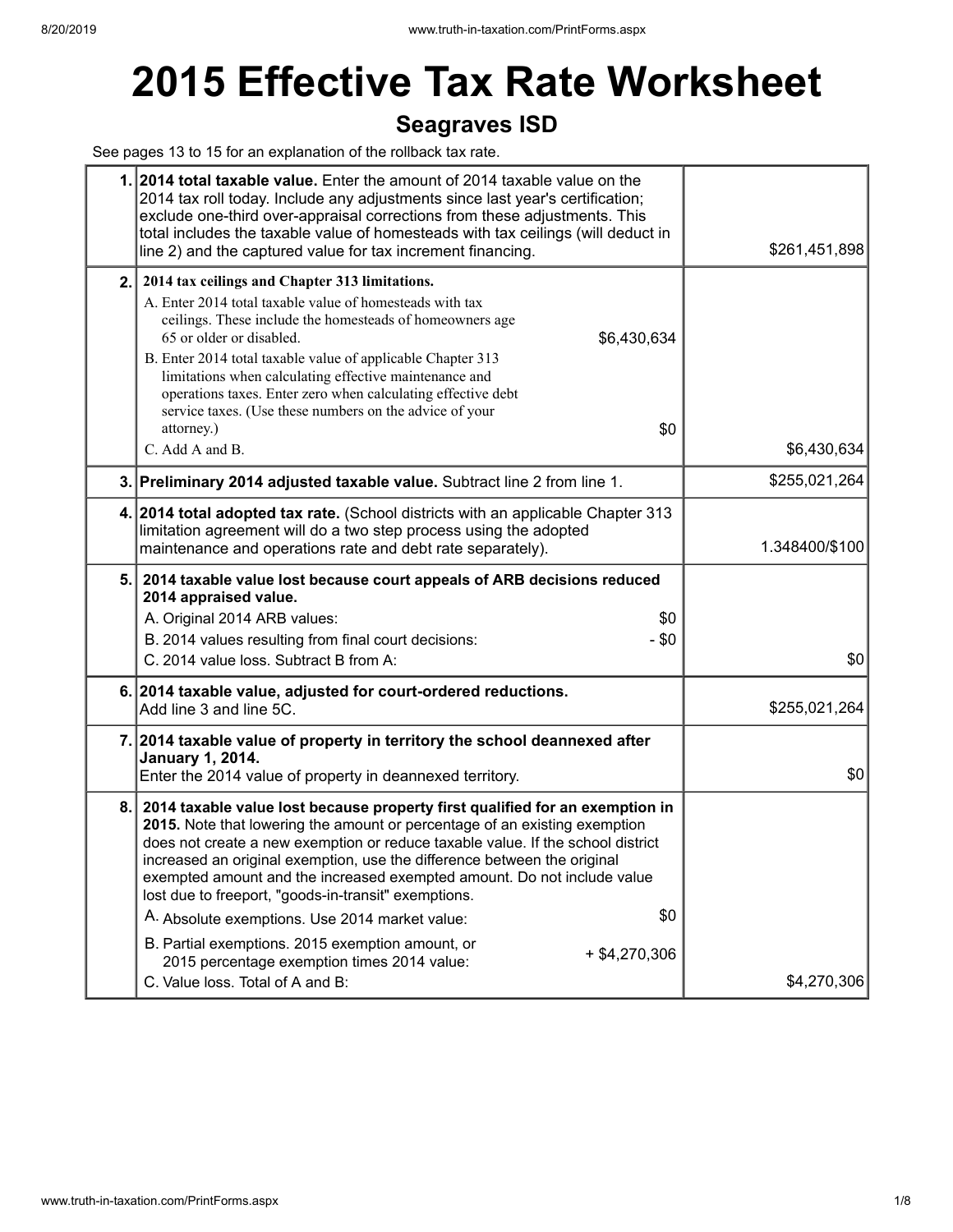# 2015 Effective Tax Rate Worksheet

## Seagraves ISD

See pages 13 to 15 for an explanation of the rollback tax rate.

| | | |
|---|---|---|
| 1. | **2014 total taxable value.** Enter the amount of 2014 taxable value on the 2014 tax roll today. Include any adjustments since last year's certification; exclude one-third over-appraisal corrections from these adjustments. This total includes the taxable value of homesteads with tax ceilings (will deduct in line 2) and the captured value for tax increment financing. | $261,451,898 |
| 2. | **2014 tax ceilings and Chapter 313 limitations.**<br>A. Enter 2014 total taxable value of homesteads with tax ceilings. These include the homesteads of homeowners age 65 or older or disabled. $6,430,634<br>B. Enter 2014 total taxable value of applicable Chapter 313 limitations when calculating effective maintenance and operations taxes. Enter zero when calculating effective debt service taxes. (Use these numbers on the advice of your attorney.) $0<br>C. Add A and B. | $6,430,634 |
| 3. | **Preliminary 2014 adjusted taxable value.** Subtract line 2 from line 1. | $255,021,264 |
| 4. | **2014 total adopted tax rate.** (School districts with an applicable Chapter 313 limitation agreement will do a two step process using the adopted maintenance and operations rate and debt rate separately). | 1.348400/$100 |
| 5. | **2014 taxable value lost because court appeals of ARB decisions reduced 2014 appraised value.**<br>A. Original 2014 ARB values: $0<br>B. 2014 values resulting from final court decisions: - $0<br>C. 2014 value loss. Subtract B from A: | $0 |
| 6. | **2014 taxable value, adjusted for court-ordered reductions.**<br>Add line 3 and line 5C. | $255,021,264 |
| 7. | **2014 taxable value of property in territory the school deannexed after January 1, 2014.**<br>Enter the 2014 value of property in deannexed territory. | $0 |
| 8. | **2014 taxable value lost because property first qualified for an exemption in 2015.** Note that lowering the amount or percentage of an existing exemption does not create a new exemption or reduce taxable value. If the school district increased an original exemption, use the difference between the original exempted amount and the increased exempted amount. Do not include value lost due to freeport, "goods-in-transit" exemptions.<br>A. Absolute exemptions. Use 2014 market value: $0<br>B. Partial exemptions. 2015 exemption amount, or 2015 percentage exemption times 2014 value: + $4,270,306<br>C. Value loss. Total of A and B: | $4,270,306 |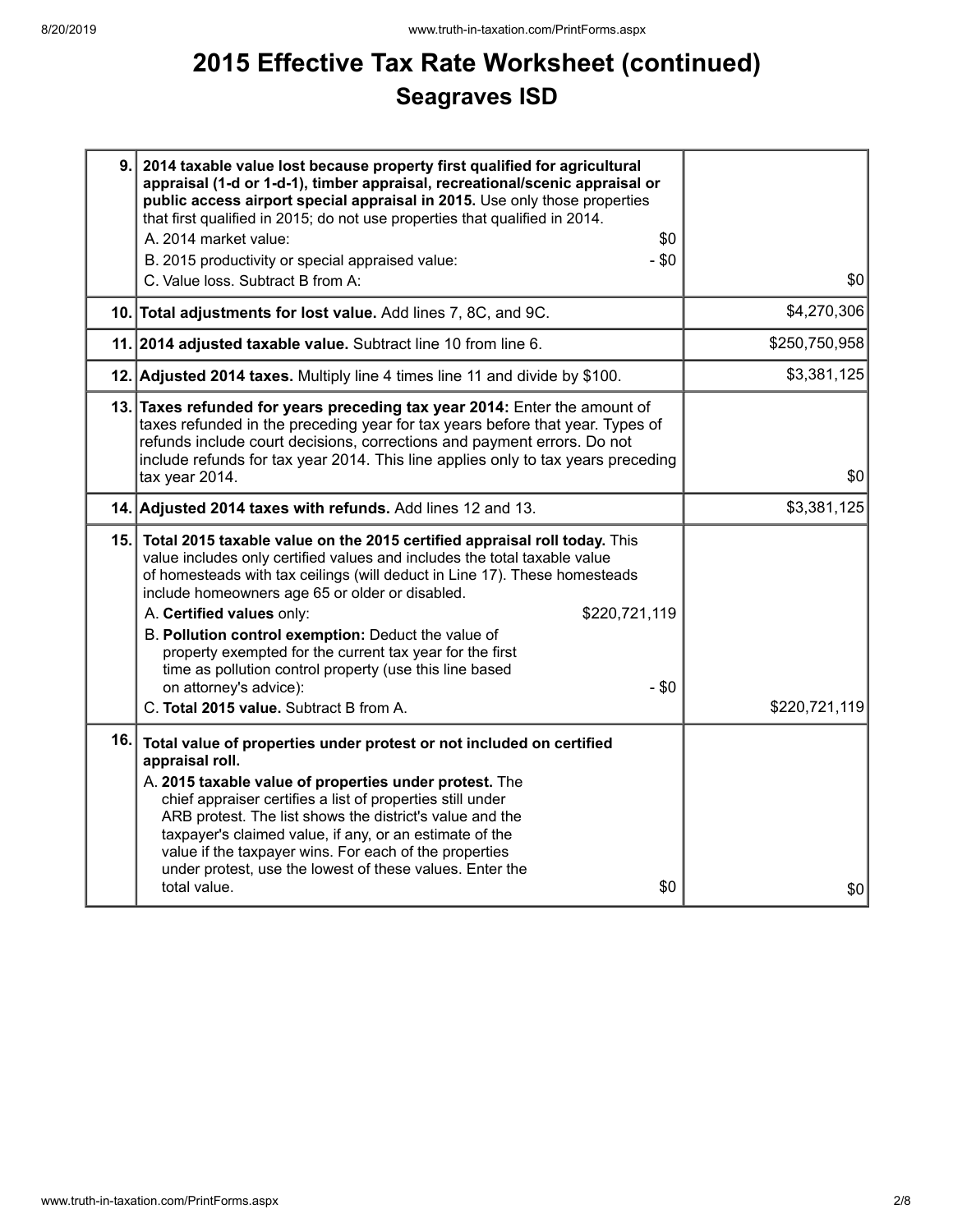# 2015 Effective Tax Rate Worksheet (continued)
## Seagraves ISD

| | | |
|---|---|---|
| 9. | **2014 taxable value lost because property first qualified for agricultural appraisal (1-d or 1-d-1), timber appraisal, recreational/scenic appraisal or public access airport special appraisal in 2015.** Use only those properties that first qualified in 2015; do not use properties that qualified in 2014.<br>A. 2014 market value: $0<br>B. 2015 productivity or special appraised value: - $0<br>C. Value loss. Subtract B from A: | $0 |
| 10. | **Total adjustments for lost value.** Add lines 7, 8C, and 9C. | $4,270,306 |
| 11. | **2014 adjusted taxable value.** Subtract line 10 from line 6. | $250,750,958 |
| 12. | **Adjusted 2014 taxes.** Multiply line 4 times line 11 and divide by $100. | $3,381,125 |
| 13. | **Taxes refunded for years preceding tax year 2014:** Enter the amount of taxes refunded in the preceding year for tax years before that year. Types of refunds include court decisions, corrections and payment errors. Do not include refunds for tax year 2014. This line applies only to tax years preceding tax year 2014. | $0 |
| 14. | **Adjusted 2014 taxes with refunds.** Add lines 12 and 13. | $3,381,125 |
| 15. | **Total 2015 taxable value on the 2015 certified appraisal roll today.** This value includes only certified values and includes the total taxable value of homesteads with tax ceilings (will deduct in Line 17). These homesteads include homeowners age 65 or older or disabled.<br>A. **Certified values** only: $220,721,119<br>B. **Pollution control exemption:** Deduct the value of property exempted for the current tax year for the first time as pollution control property (use this line based on attorney's advice): - $0<br>C. **Total 2015 value.** Subtract B from A. | $220,721,119 |
| 16. | **Total value of properties under protest or not included on certified appraisal roll.**<br>A. **2015 taxable value of properties under protest.** The chief appraiser certifies a list of properties still under ARB protest. The list shows the district's value and the taxpayer's claimed value, if any, or an estimate of the value if the taxpayer wins. For each of the properties under protest, use the lowest of these values. Enter the total value. $0 | $0 |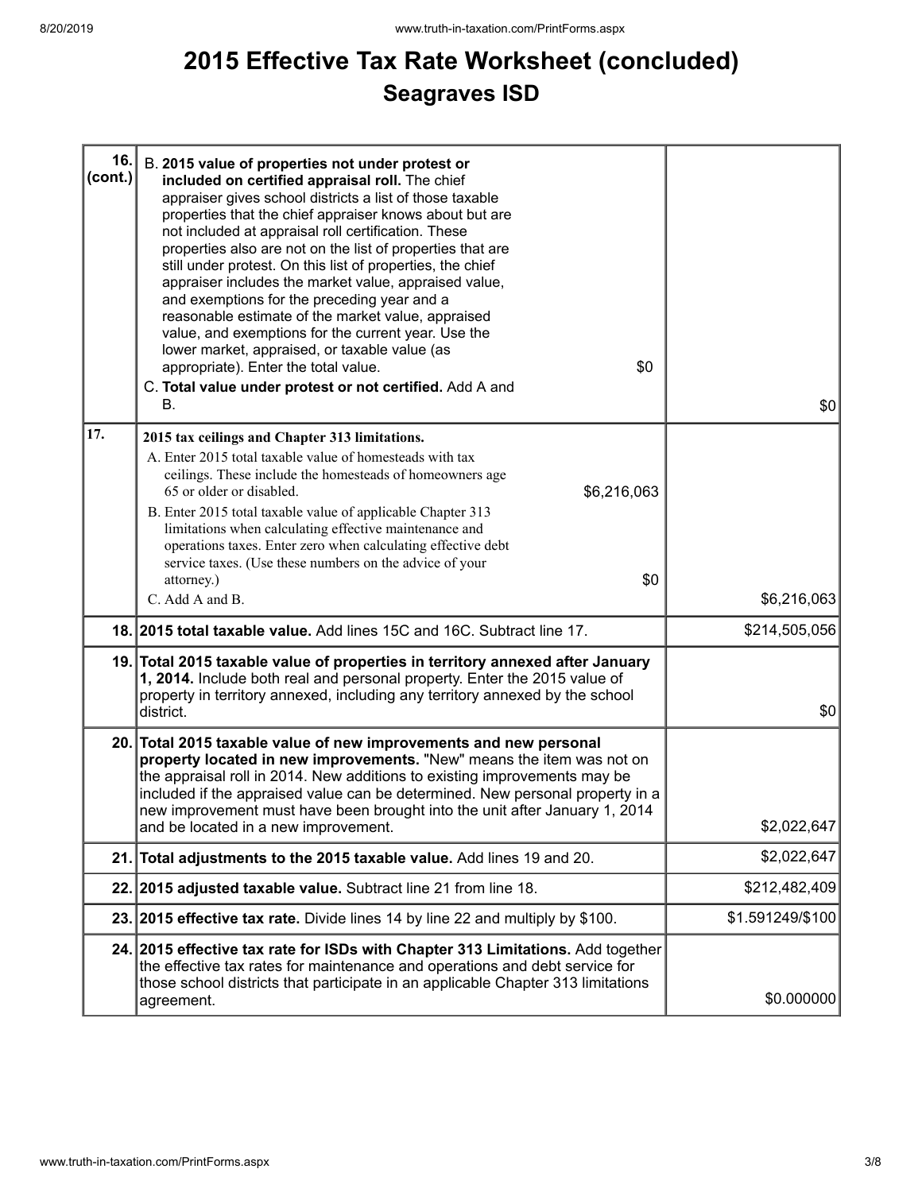# 2015 Effective Tax Rate Worksheet (concluded)

## Seagraves ISD

| Line | Description | Amount |
|---|---|---|
| 16. (cont.) | B. **2015 value of properties not under protest or included on certified appraisal roll.** The chief appraiser gives school districts a list of those taxable properties that the chief appraiser knows about but are not included at appraisal roll certification. These properties also are not on the list of properties that are still under protest. On this list of properties, the chief appraiser includes the market value, appraised value, and exemptions for the preceding year and a reasonable estimate of the market value, appraised value, and exemptions for the current year. Use the lower market, appraised, or taxable value (as appropriate). Enter the total value. $0<br>C. **Total value under protest or not certified.** Add A and B. | $0 |
| 17. | **2015 tax ceilings and Chapter 313 limitations.**<br>A. Enter 2015 total taxable value of homesteads with tax ceilings. These include the homesteads of homeowners age 65 or older or disabled. $6,216,063<br>B. Enter 2015 total taxable value of applicable Chapter 313 limitations when calculating effective maintenance and operations taxes. Enter zero when calculating effective debt service taxes. (Use these numbers on the advice of your attorney.) $0<br>C. Add A and B. | $6,216,063 |
| 18. | **2015 total taxable value.** Add lines 15C and 16C. Subtract line 17. | $214,505,056 |
| 19. | **Total 2015 taxable value of properties in territory annexed after January 1, 2014.** Include both real and personal property. Enter the 2015 value of property in territory annexed, including any territory annexed by the school district. | $0 |
| 20. | **Total 2015 taxable value of new improvements and new personal property located in new improvements.** "New" means the item was not on the appraisal roll in 2014. New additions to existing improvements may be included if the appraised value can be determined. New personal property in a new improvement must have been brought into the unit after January 1, 2014 and be located in a new improvement. | $2,022,647 |
| 21. | **Total adjustments to the 2015 taxable value.** Add lines 19 and 20. | $2,022,647 |
| 22. | **2015 adjusted taxable value.** Subtract line 21 from line 18. | $212,482,409 |
| 23. | **2015 effective tax rate.** Divide lines 14 by line 22 and multiply by $100. | $1.591249/$100 |
| 24. | **2015 effective tax rate for ISDs with Chapter 313 Limitations.** Add together the effective tax rates for maintenance and operations and debt service for those school districts that participate in an applicable Chapter 313 limitations agreement. | $0.000000 |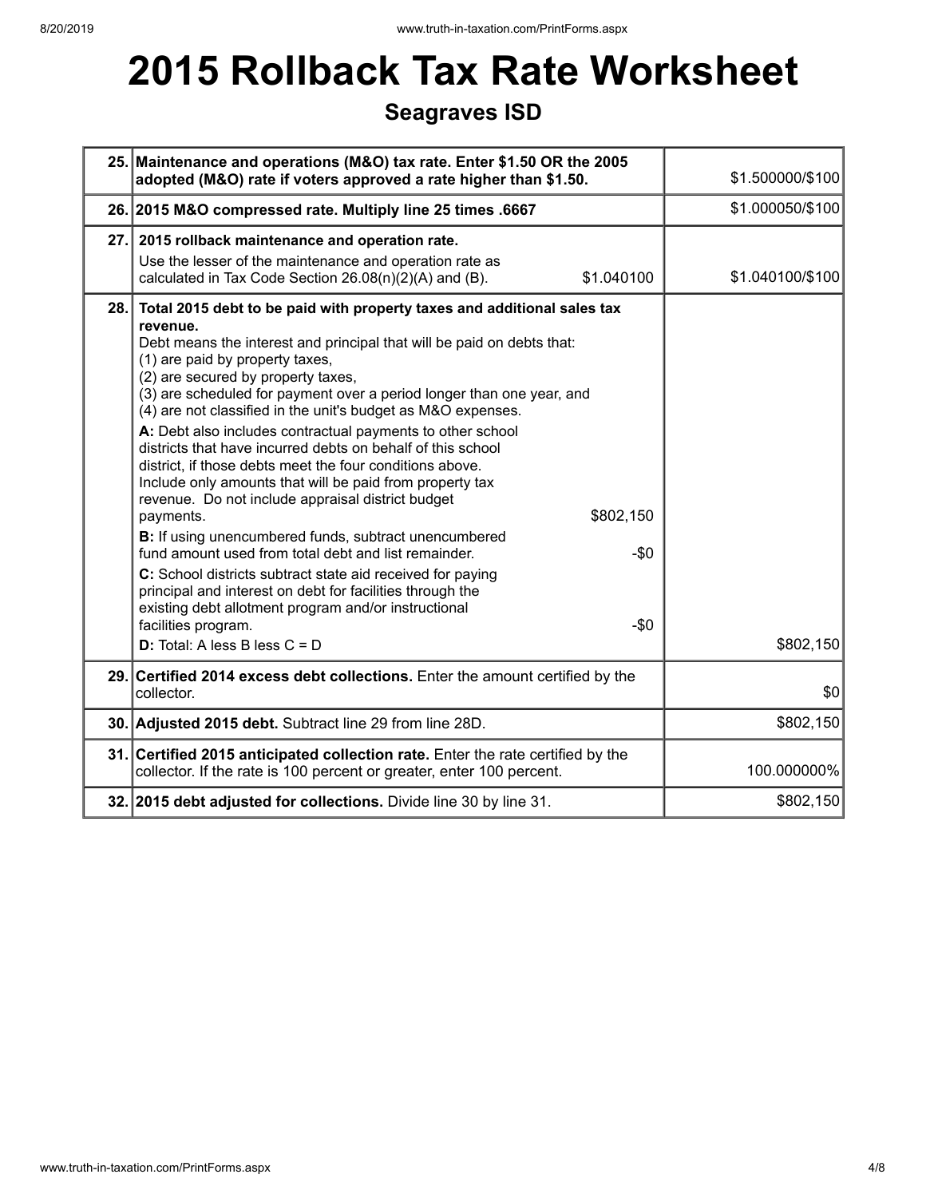# 2015 Rollback Tax Rate Worksheet

## Seagraves ISD

| Line | Description | Amount |
|---|---|---|
| 25. | **Maintenance and operations (M&O) tax rate. Enter $1.50 OR the 2005 adopted (M&O) rate if voters approved a rate higher than $1.50.** | $1.500000/$100 |
| 26. | **2015 M&O compressed rate. Multiply line 25 times .6667** | $1.000050/$100 |
| 27. | **2015 rollback maintenance and operation rate.**<br>Use the lesser of the maintenance and operation rate as calculated in Tax Code Section 26.08(n)(2)(A) and (B). $1.040100 | $1.040100/$100 |
| 28. | **Total 2015 debt to be paid with property taxes and additional sales tax revenue.**<br>Debt means the interest and principal that will be paid on debts that:<br>(1) are paid by property taxes,<br>(2) are secured by property taxes,<br>(3) are scheduled for payment over a period longer than one year, and<br>(4) are not classified in the unit's budget as M&O expenses.<br>**A:** Debt also includes contractual payments to other school districts that have incurred debts on behalf of this school district, if those debts meet the four conditions above. Include only amounts that will be paid from property tax revenue. Do not include appraisal district budget payments. $802,150<br>**B:** If using unencumbered funds, subtract unencumbered fund amount used from total debt and list remainder. -$0<br>**C:** School districts subtract state aid received for paying principal and interest on debt for facilities through the existing debt allotment program and/or instructional facilities program. -$0<br>**D:** Total: A less B less C = D | $802,150 |
| 29. | **Certified 2014 excess debt collections.** Enter the amount certified by the collector. | $0 |
| 30. | **Adjusted 2015 debt.** Subtract line 29 from line 28D. | $802,150 |
| 31. | **Certified 2015 anticipated collection rate.** Enter the rate certified by the collector. If the rate is 100 percent or greater, enter 100 percent. | 100.000000% |
| 32. | **2015 debt adjusted for collections.** Divide line 30 by line 31. | $802,150 |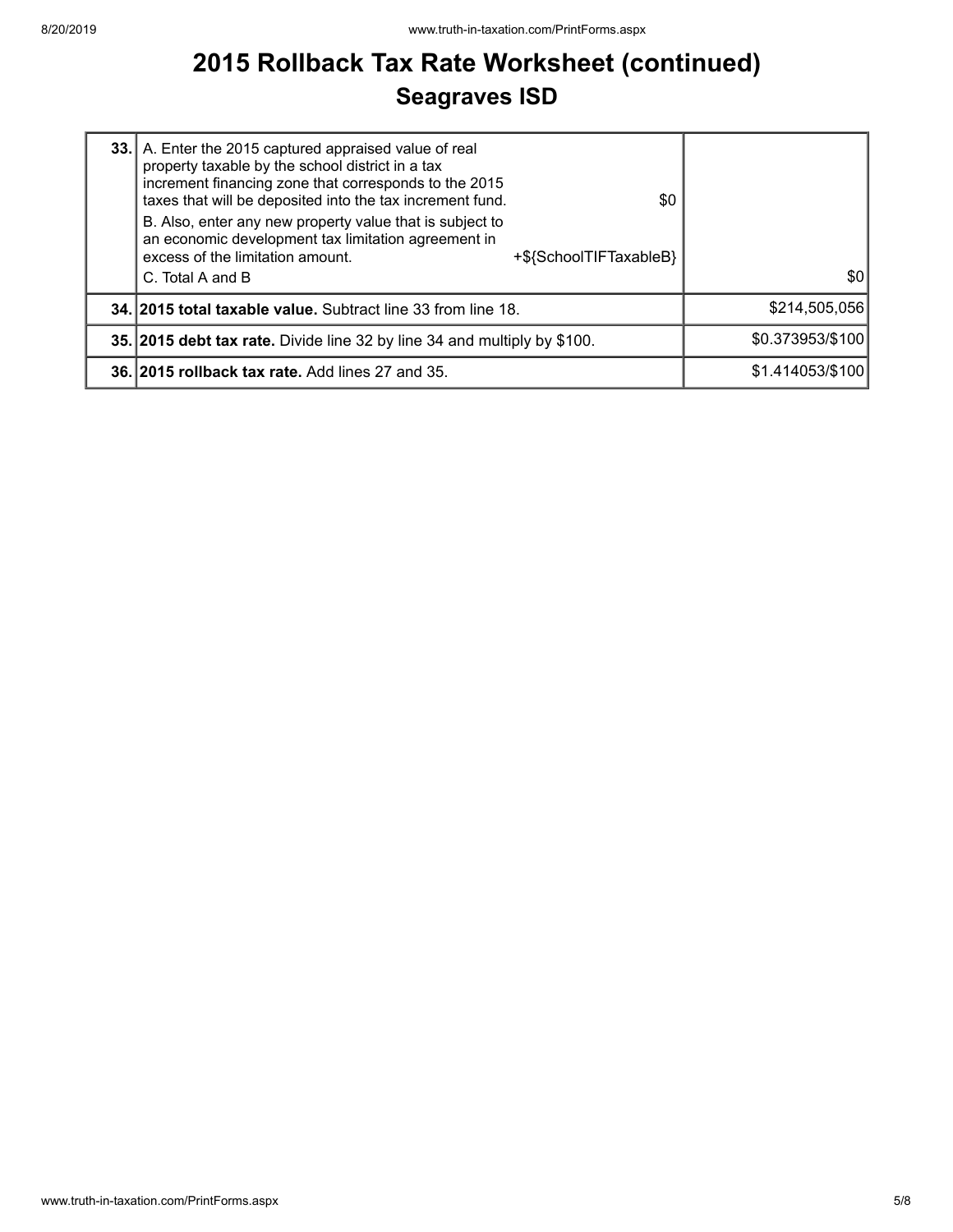# 2015 Rollback Tax Rate Worksheet (continued)

## Seagraves ISD

| | | |
|---|---|---|
| **33.** | A. Enter the 2015 captured appraised value of real property taxable by the school district in a tax increment financing zone that corresponds to the 2015 taxes that will be deposited into the tax increment fund. $0<br>B. Also, enter any new property value that is subject to an economic development tax limitation agreement in excess of the limitation amount. +${SchoolTIFTaxableB}<br>C. Total A and B | $0 |
| **34.** | **2015 total taxable value.** Subtract line 33 from line 18. | $214,505,056 |
| **35.** | **2015 debt tax rate.** Divide line 32 by line 34 and multiply by $100. | $0.373953/$100 |
| **36.** | **2015 rollback tax rate.** Add lines 27 and 35. | $1.414053/$100 |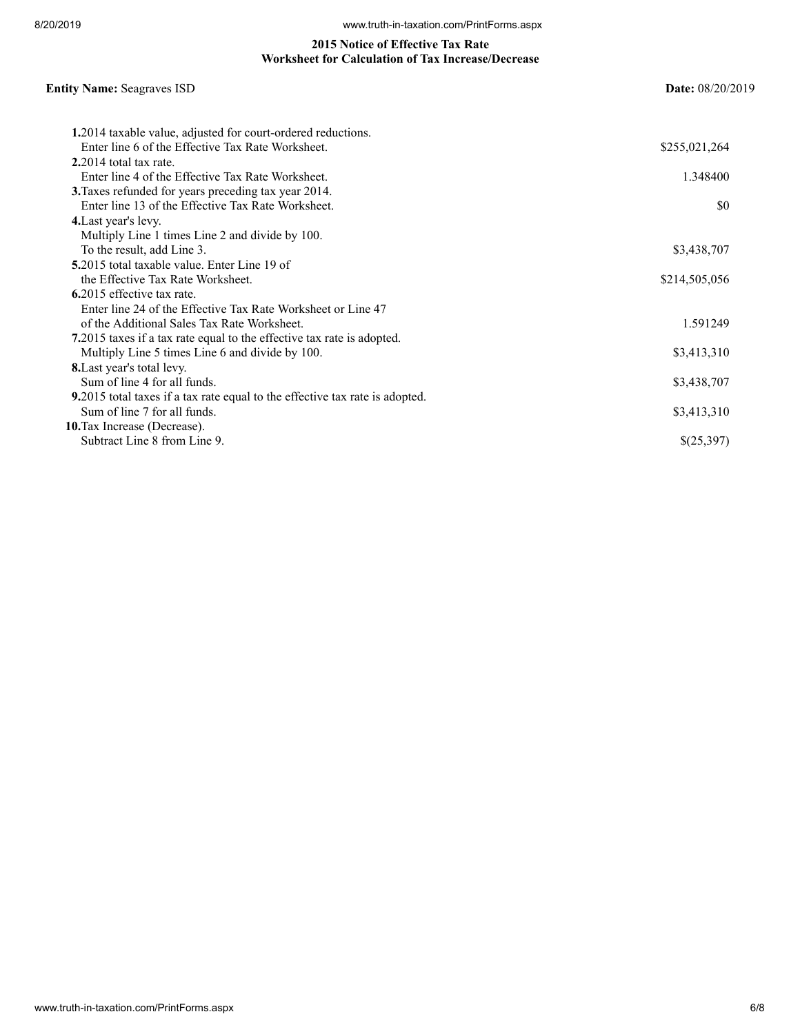## 2015 Notice of Effective Tax Rate
## Worksheet for Calculation of Tax Increase/Decrease

**Entity Name:** Seagraves ISD **Date:** 08/20/2019

| | |
|---|---|
| **1.** 2014 taxable value, adjusted for court-ordered reductions. Enter line 6 of the Effective Tax Rate Worksheet. | $255,021,264 |
| **2.** 2014 total tax rate. Enter line 4 of the Effective Tax Rate Worksheet. | 1.348400 |
| **3.** Taxes refunded for years preceding tax year 2014. Enter line 13 of the Effective Tax Rate Worksheet. | $0 |
| **4.** Last year's levy. Multiply Line 1 times Line 2 and divide by 100. To the result, add Line 3. | $3,438,707 |
| **5.** 2015 total taxable value. Enter Line 19 of the Effective Tax Rate Worksheet. | $214,505,056 |
| **6.** 2015 effective tax rate. Enter line 24 of the Effective Tax Rate Worksheet or Line 47 of the Additional Sales Tax Rate Worksheet. | 1.591249 |
| **7.** 2015 taxes if a tax rate equal to the effective tax rate is adopted. Multiply Line 5 times Line 6 and divide by 100. | $3,413,310 |
| **8.** Last year's total levy. Sum of line 4 for all funds. | $3,438,707 |
| **9.** 2015 total taxes if a tax rate equal to the effective tax rate is adopted. Sum of line 7 for all funds. | $3,413,310 |
| **10.** Tax Increase (Decrease). Subtract Line 8 from Line 9. | $(25,397) |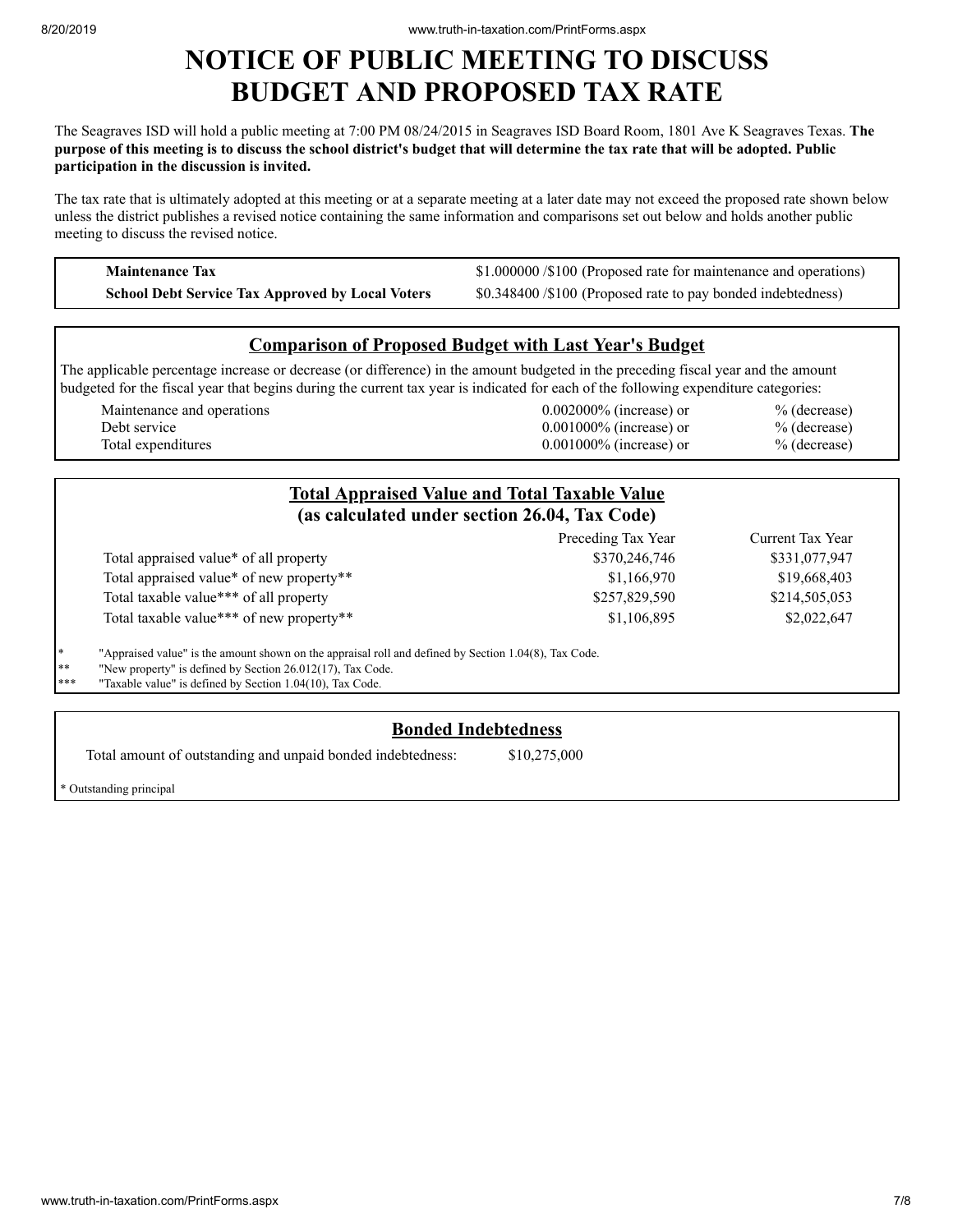# NOTICE OF PUBLIC MEETING TO DISCUSS BUDGET AND PROPOSED TAX RATE

The Seagraves ISD will hold a public meeting at 7:00 PM 08/24/2015 in Seagraves ISD Board Room, 1801 Ave K Seagraves Texas. **The purpose of this meeting is to discuss the school district's budget that will determine the tax rate that will be adopted. Public participation in the discussion is invited.**

The tax rate that is ultimately adopted at this meeting or at a separate meeting at a later date may not exceed the proposed rate shown below unless the district publishes a revised notice containing the same information and comparisons set out below and holds another public meeting to discuss the revised notice.

| | |
|---|---|
| **Maintenance Tax** | $1.000000 /$100 (Proposed rate for maintenance and operations) |
| **School Debt Service Tax Approved by Local Voters** | $0.348400 /$100 (Proposed rate to pay bonded indebtedness) |

## Comparison of Proposed Budget with Last Year's Budget

The applicable percentage increase or decrease (or difference) in the amount budgeted in the preceding fiscal year and the amount budgeted for the fiscal year that begins during the current tax year is indicated for each of the following expenditure categories:

| | | |
|---|---|---|
| Maintenance and operations | 0.002000% (increase) or | % (decrease) |
| Debt service | 0.001000% (increase) or | % (decrease) |
| Total expenditures | 0.001000% (increase) or | % (decrease) |

## Total Appraised Value and Total Taxable Value (as calculated under section 26.04, Tax Code)

| | Preceding Tax Year | Current Tax Year |
|---|---|---|
| Total appraised value* of all property | $370,246,746 | $331,077,947 |
| Total appraised value* of new property** | $1,166,970 | $19,668,403 |
| Total taxable value*** of all property | $257,829,590 | $214,505,053 |
| Total taxable value*** of new property** | $1,106,895 | $2,022,647 |

\* "Appraised value" is the amount shown on the appraisal roll and defined by Section 1.04(8), Tax Code.
\** "New property" is defined by Section 26.012(17), Tax Code.
\*** "Taxable value" is defined by Section 1.04(10), Tax Code.

## Bonded Indebtedness

Total amount of outstanding and unpaid bonded indebtedness: $10,275,000

\* Outstanding principal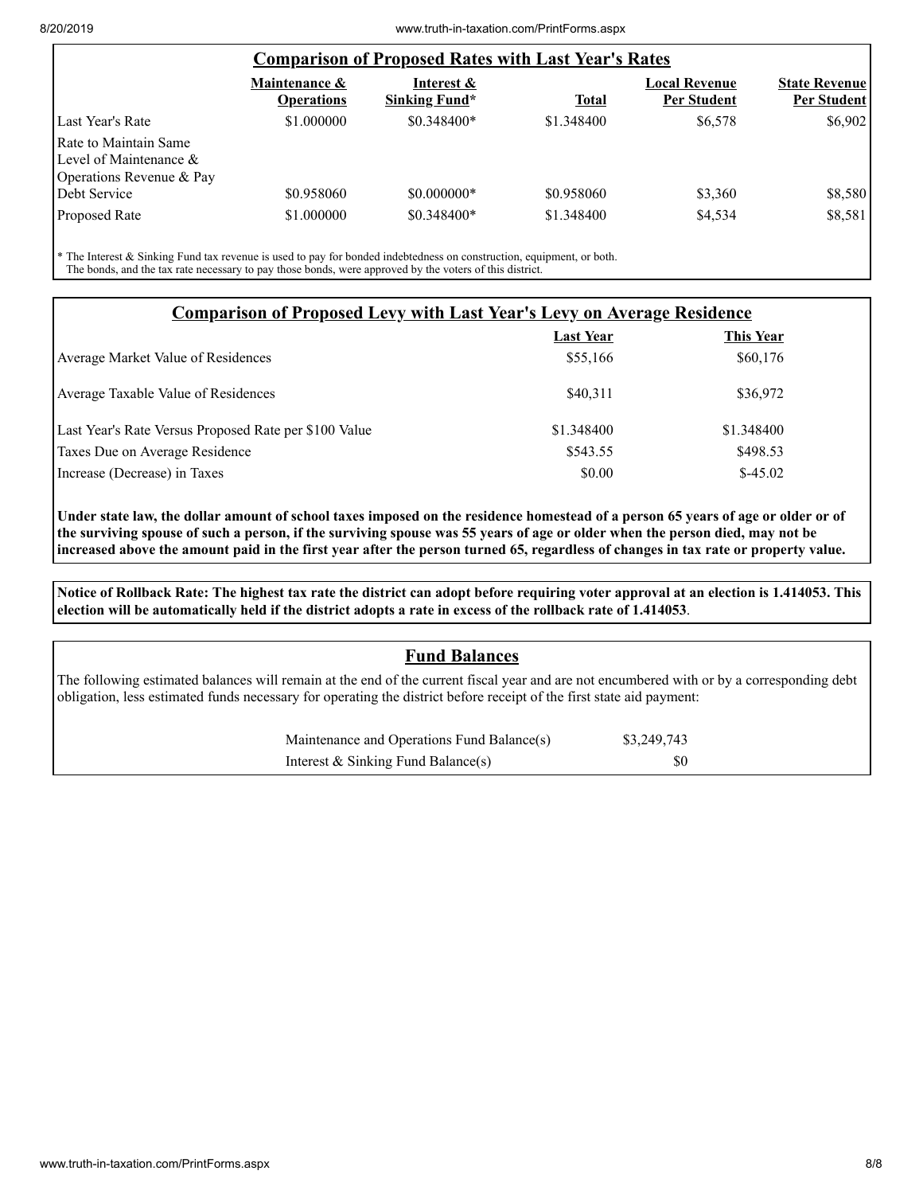## Comparison of Proposed Rates with Last Year's Rates

| | Maintenance & Operations | Interest & Sinking Fund* | Total | Local Revenue Per Student | State Revenue Per Student |
|---|---|---|---|---|---|
| Last Year's Rate | $1.000000 | $0.348400* | $1.348400 | $6,578 | $6,902 |
| Rate to Maintain Same Level of Maintenance & Operations Revenue & Pay Debt Service | $0.958060 | $0.000000* | $0.958060 | $3,360 | $8,580 |
| Proposed Rate | $1.000000 | $0.348400* | $1.348400 | $4,534 | $8,581 |

* The Interest & Sinking Fund tax revenue is used to pay for bonded indebtedness on construction, equipment, or both. The bonds, and the tax rate necessary to pay those bonds, were approved by the voters of this district.

## Comparison of Proposed Levy with Last Year's Levy on Average Residence

| | Last Year | This Year |
|---|---|---|
| Average Market Value of Residences | $55,166 | $60,176 |
| Average Taxable Value of Residences | $40,311 | $36,972 |
| Last Year's Rate Versus Proposed Rate per $100 Value | $1.348400 | $1.348400 |
| Taxes Due on Average Residence | $543.55 | $498.53 |
| Increase (Decrease) in Taxes | $0.00 | $-45.02 |

**Under state law, the dollar amount of school taxes imposed on the residence homestead of a person 65 years of age or older or of the surviving spouse of such a person, if the surviving spouse was 55 years of age or older when the person died, may not be increased above the amount paid in the first year after the person turned 65, regardless of changes in tax rate or property value.**

**Notice of Rollback Rate: The highest tax rate the district can adopt before requiring voter approval at an election is 1.414053. This election will be automatically held if the district adopts a rate in excess of the rollback rate of 1.414053**.

## Fund Balances

The following estimated balances will remain at the end of the current fiscal year and are not encumbered with or by a corresponding debt obligation, less estimated funds necessary for operating the district before receipt of the first state aid payment:

| | |
|---|---|
| Maintenance and Operations Fund Balance(s) | $3,249,743 |
| Interest & Sinking Fund Balance(s) | $0 |